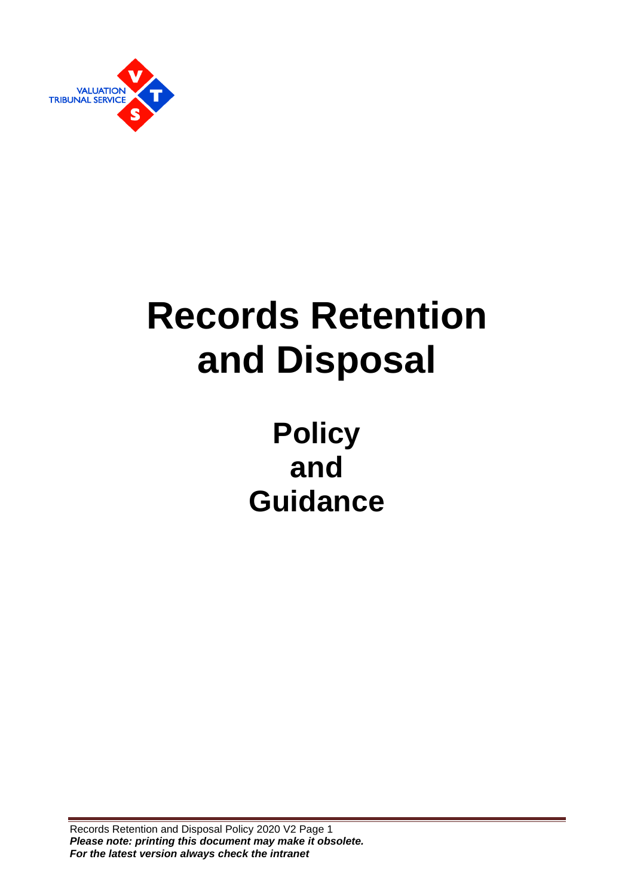VALUATION TRIBUNAL SERVICE

# Records Retention and Disposal

## Policy and Guidance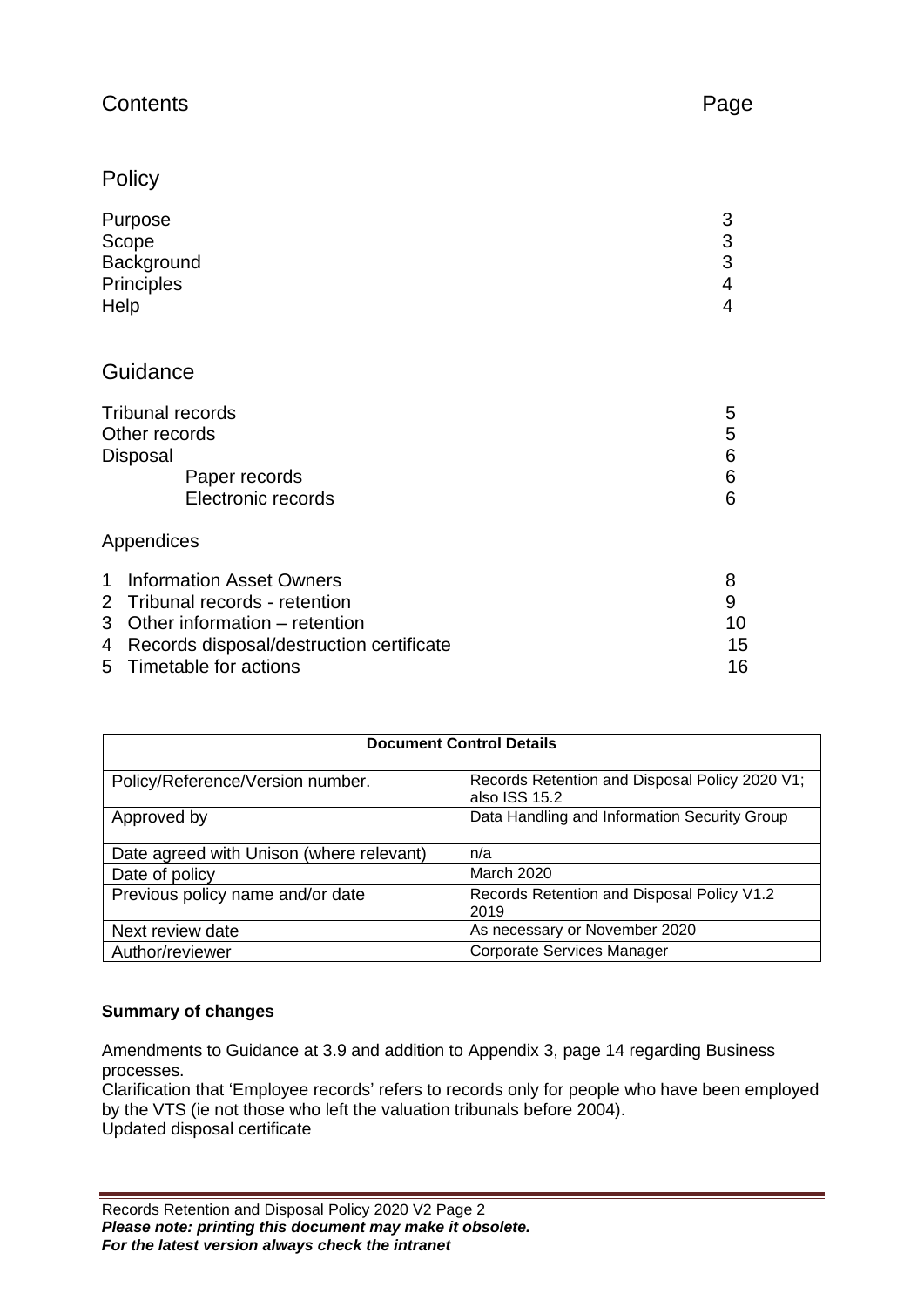# Contents

Page

## Policy

| | |
|---|---|
| Purpose | 3 |
| Scope | 3 |
| Background | 3 |
| Principles | 4 |
| Help | 4 |

## Guidance

| | |
|---|---|
| Tribunal records | 5 |
| Other records | 5 |
| Disposal | 6 |
| Paper records | 6 |
| Electronic records | 6 |

### Appendices

| | |
|---|---|
| 1 Information Asset Owners | 8 |
| 2 Tribunal records - retention | 9 |
| 3 Other information – retention | 10 |
| 4 Records disposal/destruction certificate | 15 |
| 5 Timetable for actions | 16 |

| Document Control Details | |
|---|---|
| Policy/Reference/Version number. | Records Retention and Disposal Policy 2020 V1; also ISS 15.2 |
| Approved by | Data Handling and Information Security Group |
| Date agreed with Unison (where relevant) | n/a |
| Date of policy | March 2020 |
| Previous policy name and/or date | Records Retention and Disposal Policy V1.2 2019 |
| Next review date | As necessary or November 2020 |
| Author/reviewer | Corporate Services Manager |

**Summary of changes**

Amendments to Guidance at 3.9 and addition to Appendix 3, page 14 regarding Business processes.
Clarification that 'Employee records' refers to records only for people who have been employed by the VTS (ie not those who left the valuation tribunals before 2004).
Updated disposal certificate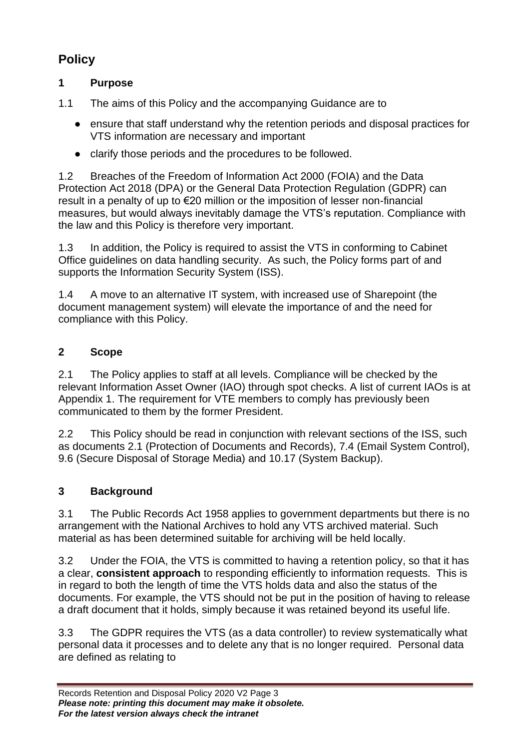## Policy

### 1 Purpose

1.1 The aims of this Policy and the accompanying Guidance are to

- ensure that staff understand why the retention periods and disposal practices for VTS information are necessary and important
- clarify those periods and the procedures to be followed.

1.2 Breaches of the Freedom of Information Act 2000 (FOIA) and the Data Protection Act 2018 (DPA) or the General Data Protection Regulation (GDPR) can result in a penalty of up to €20 million or the imposition of lesser non-financial measures, but would always inevitably damage the VTS's reputation. Compliance with the law and this Policy is therefore very important.

1.3 In addition, the Policy is required to assist the VTS in conforming to Cabinet Office guidelines on data handling security. As such, the Policy forms part of and supports the Information Security System (ISS).

1.4 A move to an alternative IT system, with increased use of Sharepoint (the document management system) will elevate the importance of and the need for compliance with this Policy.

### 2 Scope

2.1 The Policy applies to staff at all levels. Compliance will be checked by the relevant Information Asset Owner (IAO) through spot checks. A list of current IAOs is at Appendix 1. The requirement for VTE members to comply has previously been communicated to them by the former President.

2.2 This Policy should be read in conjunction with relevant sections of the ISS, such as documents 2.1 (Protection of Documents and Records), 7.4 (Email System Control), 9.6 (Secure Disposal of Storage Media) and 10.17 (System Backup).

### 3 Background

3.1 The Public Records Act 1958 applies to government departments but there is no arrangement with the National Archives to hold any VTS archived material. Such material as has been determined suitable for archiving will be held locally.

3.2 Under the FOIA, the VTS is committed to having a retention policy, so that it has a clear, **consistent approach** to responding efficiently to information requests. This is in regard to both the length of time the VTS holds data and also the status of the documents. For example, the VTS should not be put in the position of having to release a draft document that it holds, simply because it was retained beyond its useful life.

3.3 The GDPR requires the VTS (as a data controller) to review systematically what personal data it processes and to delete any that is no longer required. Personal data are defined as relating to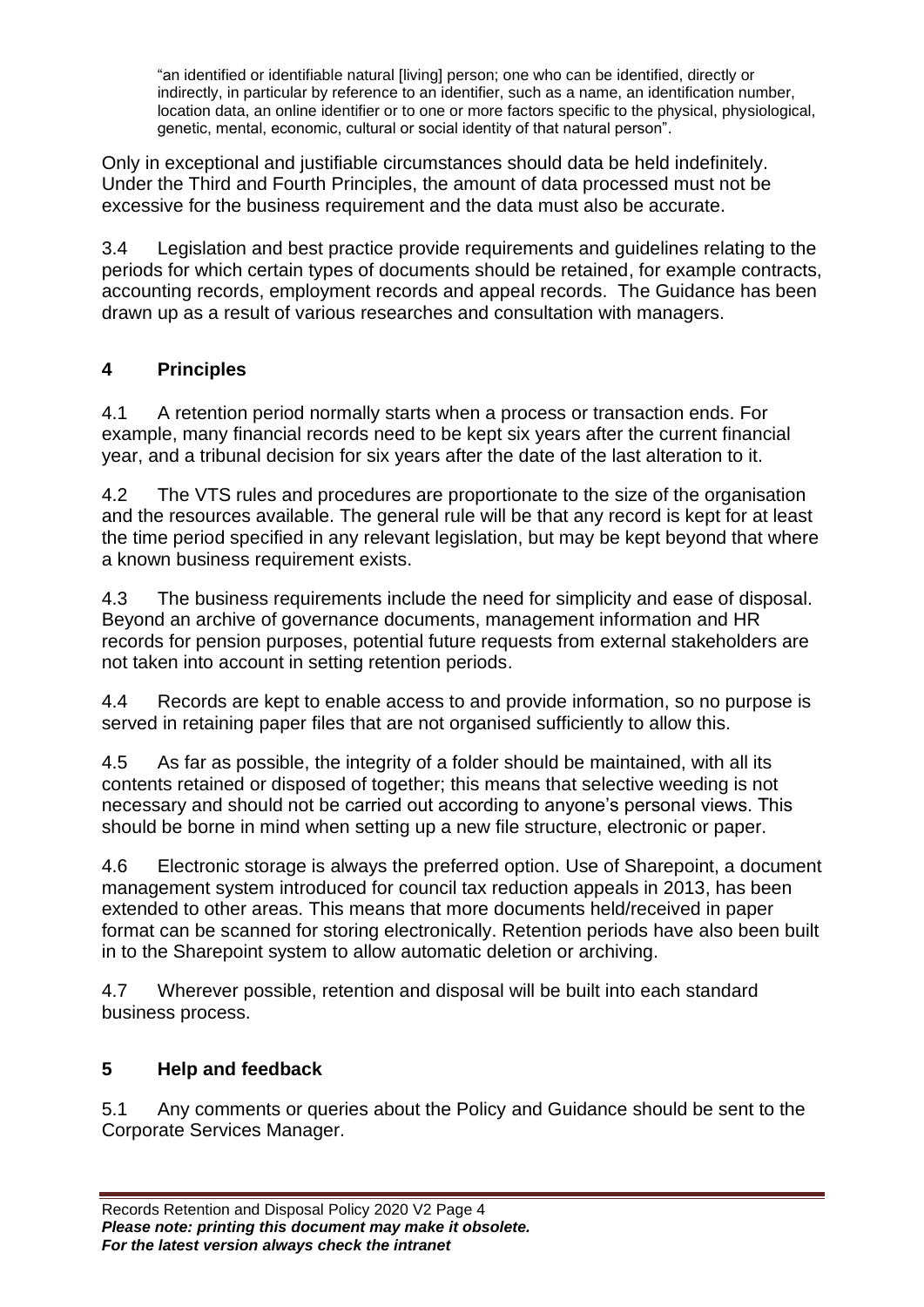> "an identified or identifiable natural [living] person; one who can be identified, directly or indirectly, in particular by reference to an identifier, such as a name, an identification number, location data, an online identifier or to one or more factors specific to the physical, physiological, genetic, mental, economic, cultural or social identity of that natural person".

Only in exceptional and justifiable circumstances should data be held indefinitely. Under the Third and Fourth Principles, the amount of data processed must not be excessive for the business requirement and the data must also be accurate.

3.4 Legislation and best practice provide requirements and guidelines relating to the periods for which certain types of documents should be retained, for example contracts, accounting records, employment records and appeal records. The Guidance has been drawn up as a result of various researches and consultation with managers.

## 4 Principles

4.1 A retention period normally starts when a process or transaction ends. For example, many financial records need to be kept six years after the current financial year, and a tribunal decision for six years after the date of the last alteration to it.

4.2 The VTS rules and procedures are proportionate to the size of the organisation and the resources available. The general rule will be that any record is kept for at least the time period specified in any relevant legislation, but may be kept beyond that where a known business requirement exists.

4.3 The business requirements include the need for simplicity and ease of disposal. Beyond an archive of governance documents, management information and HR records for pension purposes, potential future requests from external stakeholders are not taken into account in setting retention periods.

4.4 Records are kept to enable access to and provide information, so no purpose is served in retaining paper files that are not organised sufficiently to allow this.

4.5 As far as possible, the integrity of a folder should be maintained, with all its contents retained or disposed of together; this means that selective weeding is not necessary and should not be carried out according to anyone's personal views. This should be borne in mind when setting up a new file structure, electronic or paper.

4.6 Electronic storage is always the preferred option. Use of Sharepoint, a document management system introduced for council tax reduction appeals in 2013, has been extended to other areas. This means that more documents held/received in paper format can be scanned for storing electronically. Retention periods have also been built in to the Sharepoint system to allow automatic deletion or archiving.

4.7 Wherever possible, retention and disposal will be built into each standard business process.

## 5 Help and feedback

5.1 Any comments or queries about the Policy and Guidance should be sent to the Corporate Services Manager.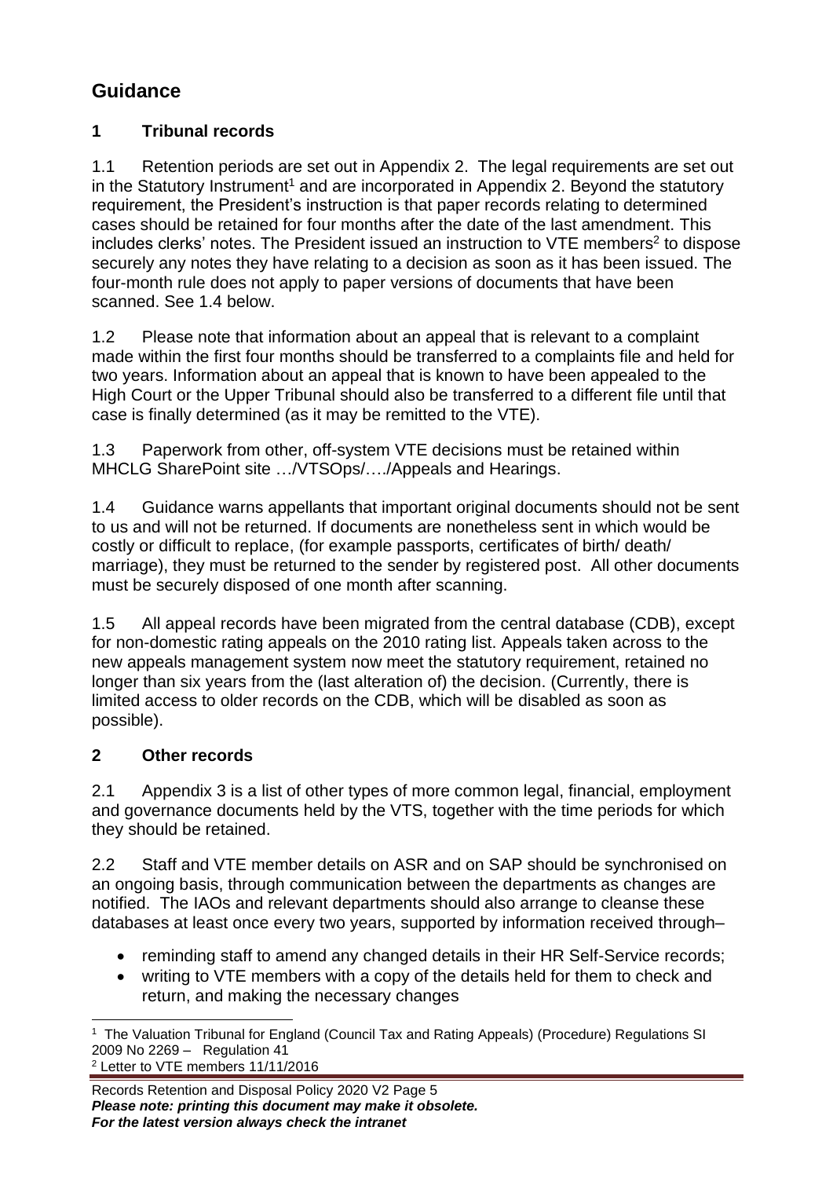## Guidance

### 1 Tribunal records

1.1 Retention periods are set out in Appendix 2. The legal requirements are set out in the Statutory Instrument[1] and are incorporated in Appendix 2. Beyond the statutory requirement, the President's instruction is that paper records relating to determined cases should be retained for four months after the date of the last amendment. This includes clerks' notes. The President issued an instruction to VTE members[2] to dispose securely any notes they have relating to a decision as soon as it has been issued. The four-month rule does not apply to paper versions of documents that have been scanned. See 1.4 below.

1.2 Please note that information about an appeal that is relevant to a complaint made within the first four months should be transferred to a complaints file and held for two years. Information about an appeal that is known to have been appealed to the High Court or the Upper Tribunal should also be transferred to a different file until that case is finally determined (as it may be remitted to the VTE).

1.3 Paperwork from other, off-system VTE decisions must be retained within MHCLG SharePoint site …/VTSOps/…./Appeals and Hearings.

1.4 Guidance warns appellants that important original documents should not be sent to us and will not be returned. If documents are nonetheless sent in which would be costly or difficult to replace, (for example passports, certificates of birth/ death/ marriage), they must be returned to the sender by registered post. All other documents must be securely disposed of one month after scanning.

1.5 All appeal records have been migrated from the central database (CDB), except for non-domestic rating appeals on the 2010 rating list. Appeals taken across to the new appeals management system now meet the statutory requirement, retained no longer than six years from the (last alteration of) the decision. (Currently, there is limited access to older records on the CDB, which will be disabled as soon as possible).

### 2 Other records

2.1 Appendix 3 is a list of other types of more common legal, financial, employment and governance documents held by the VTS, together with the time periods for which they should be retained.

2.2 Staff and VTE member details on ASR and on SAP should be synchronised on an ongoing basis, through communication between the departments as changes are notified. The IAOs and relevant departments should also arrange to cleanse these databases at least once every two years, supported by information received through–

- reminding staff to amend any changed details in their HR Self-Service records;
- writing to VTE members with a copy of the details held for them to check and return, and making the necessary changes

---

[1] The Valuation Tribunal for England (Council Tax and Rating Appeals) (Procedure) Regulations SI 2009 No 2269 – Regulation 41

[2] Letter to VTE members 11/11/2016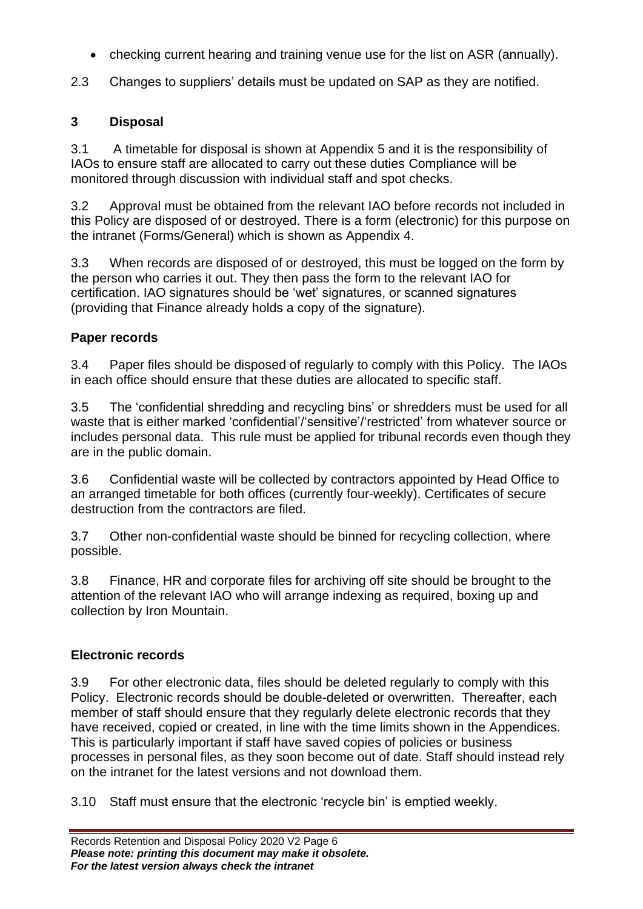- checking current hearing and training venue use for the list on ASR (annually).

2.3 Changes to suppliers' details must be updated on SAP as they are notified.

## 3 Disposal

3.1 A timetable for disposal is shown at Appendix 5 and it is the responsibility of IAOs to ensure staff are allocated to carry out these duties Compliance will be monitored through discussion with individual staff and spot checks.

3.2 Approval must be obtained from the relevant IAO before records not included in this Policy are disposed of or destroyed. There is a form (electronic) for this purpose on the intranet (Forms/General) which is shown as Appendix 4.

3.3 When records are disposed of or destroyed, this must be logged on the form by the person who carries it out. They then pass the form to the relevant IAO for certification. IAO signatures should be 'wet' signatures, or scanned signatures (providing that Finance already holds a copy of the signature).

### Paper records

3.4 Paper files should be disposed of regularly to comply with this Policy. The IAOs in each office should ensure that these duties are allocated to specific staff.

3.5 The 'confidential shredding and recycling bins' or shredders must be used for all waste that is either marked 'confidential'/'sensitive'/'restricted' from whatever source or includes personal data. This rule must be applied for tribunal records even though they are in the public domain.

3.6 Confidential waste will be collected by contractors appointed by Head Office to an arranged timetable for both offices (currently four-weekly). Certificates of secure destruction from the contractors are filed.

3.7 Other non-confidential waste should be binned for recycling collection, where possible.

3.8 Finance, HR and corporate files for archiving off site should be brought to the attention of the relevant IAO who will arrange indexing as required, boxing up and collection by Iron Mountain.

### Electronic records

3.9 For other electronic data, files should be deleted regularly to comply with this Policy. Electronic records should be double-deleted or overwritten. Thereafter, each member of staff should ensure that they regularly delete electronic records that they have received, copied or created, in line with the time limits shown in the Appendices. This is particularly important if staff have saved copies of policies or business processes in personal files, as they soon become out of date. Staff should instead rely on the intranet for the latest versions and not download them.

3.10 Staff must ensure that the electronic 'recycle bin' is emptied weekly.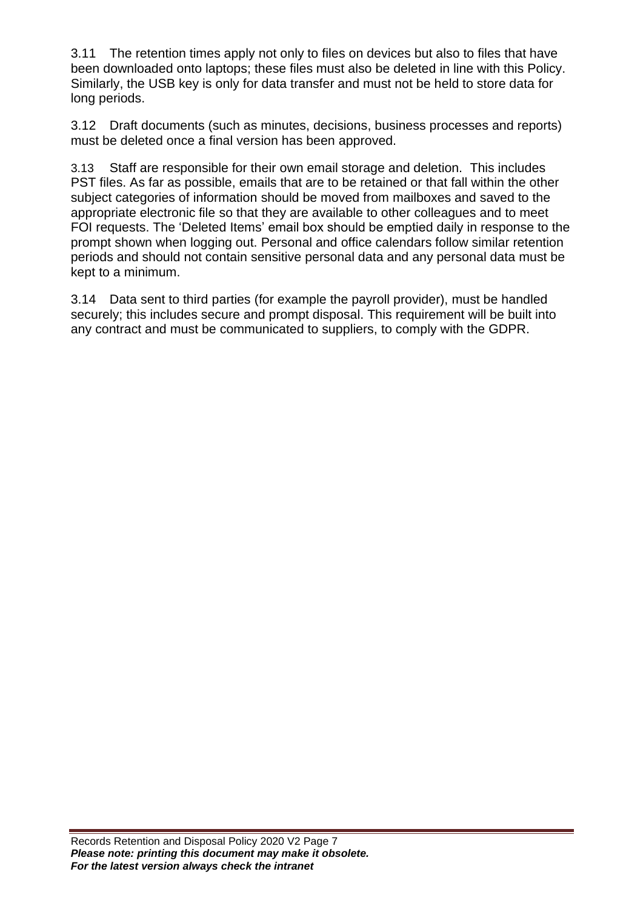3.11 The retention times apply not only to files on devices but also to files that have been downloaded onto laptops; these files must also be deleted in line with this Policy. Similarly, the USB key is only for data transfer and must not be held to store data for long periods.

3.12 Draft documents (such as minutes, decisions, business processes and reports) must be deleted once a final version has been approved.

3.13 Staff are responsible for their own email storage and deletion. This includes PST files. As far as possible, emails that are to be retained or that fall within the other subject categories of information should be moved from mailboxes and saved to the appropriate electronic file so that they are available to other colleagues and to meet FOI requests. The 'Deleted Items' email box should be emptied daily in response to the prompt shown when logging out. Personal and office calendars follow similar retention periods and should not contain sensitive personal data and any personal data must be kept to a minimum.

3.14 Data sent to third parties (for example the payroll provider), must be handled securely; this includes secure and prompt disposal. This requirement will be built into any contract and must be communicated to suppliers, to comply with the GDPR.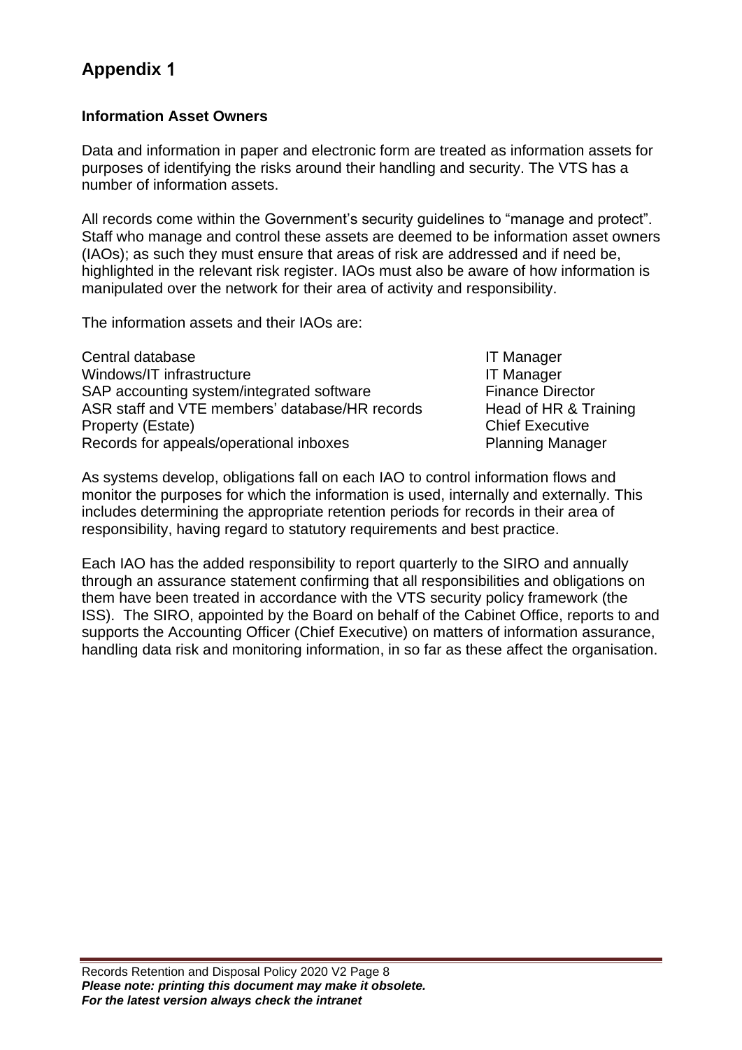# Appendix 1

**Information Asset Owners**

Data and information in paper and electronic form are treated as information assets for purposes of identifying the risks around their handling and security. The VTS has a number of information assets.

All records come within the Government's security guidelines to "manage and protect". Staff who manage and control these assets are deemed to be information asset owners (IAOs); as such they must ensure that areas of risk are addressed and if need be, highlighted in the relevant risk register. IAOs must also be aware of how information is manipulated over the network for their area of activity and responsibility.

The information assets and their IAOs are:

| | |
|---|---|
| Central database | IT Manager |
| Windows/IT infrastructure | IT Manager |
| SAP accounting system/integrated software | Finance Director |
| ASR staff and VTE members' database/HR records | Head of HR & Training |
| Property (Estate) | Chief Executive |
| Records for appeals/operational inboxes | Planning Manager |

As systems develop, obligations fall on each IAO to control information flows and monitor the purposes for which the information is used, internally and externally. This includes determining the appropriate retention periods for records in their area of responsibility, having regard to statutory requirements and best practice.

Each IAO has the added responsibility to report quarterly to the SIRO and annually through an assurance statement confirming that all responsibilities and obligations on them have been treated in accordance with the VTS security policy framework (the ISS). The SIRO, appointed by the Board on behalf of the Cabinet Office, reports to and supports the Accounting Officer (Chief Executive) on matters of information assurance, handling data risk and monitoring information, in so far as these affect the organisation.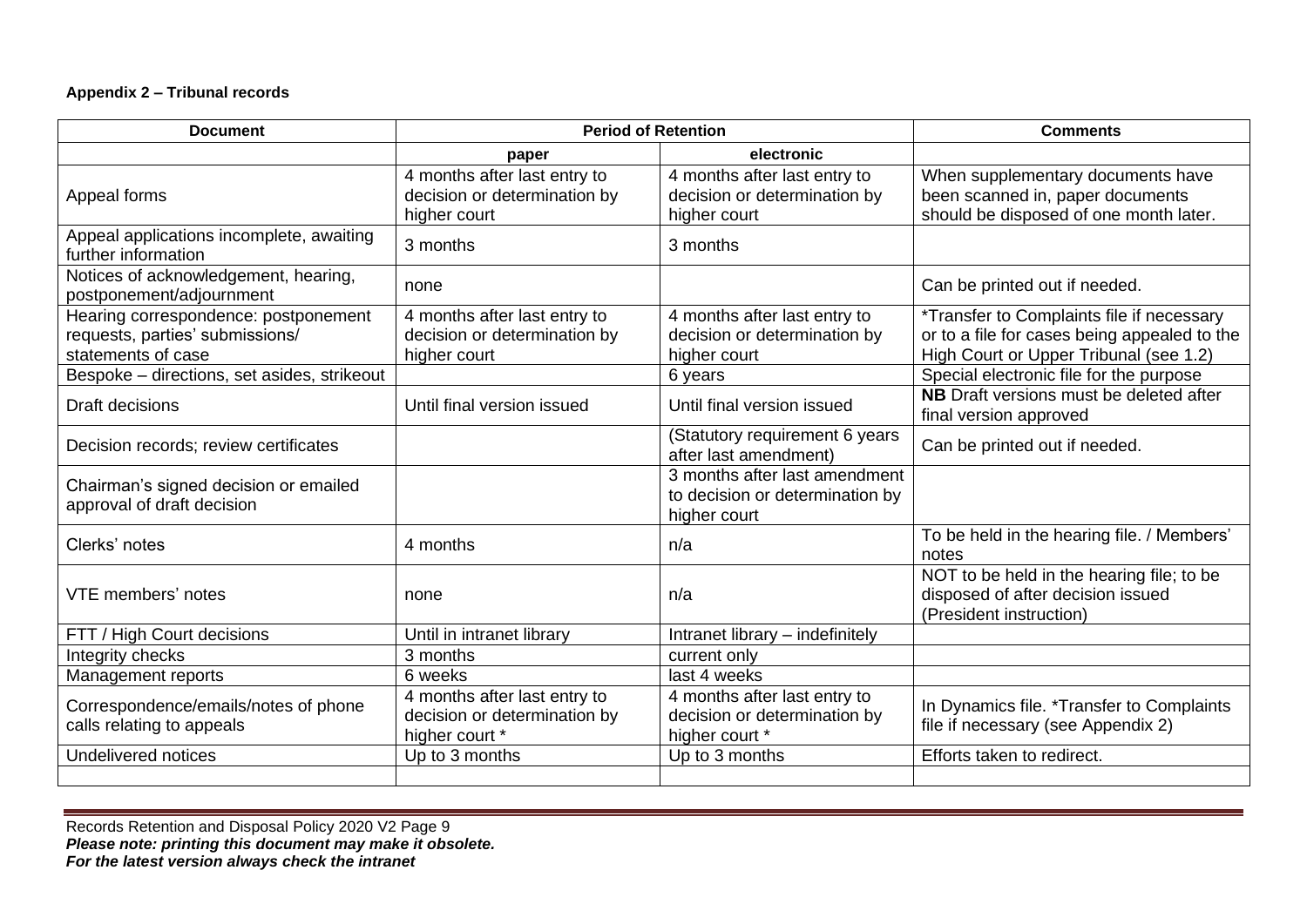**Appendix 2 – Tribunal records**

| Document | Period of Retention | | Comments |
|---|---|---|---|
| | paper | electronic | |
| Appeal forms | 4 months after last entry to decision or determination by higher court | 4 months after last entry to decision or determination by higher court | When supplementary documents have been scanned in, paper documents should be disposed of one month later. |
| Appeal applications incomplete, awaiting further information | 3 months | 3 months | |
| Notices of acknowledgement, hearing, postponement/adjournment | none | | Can be printed out if needed. |
| Hearing correspondence: postponement requests, parties' submissions/ statements of case | 4 months after last entry to decision or determination by higher court | 4 months after last entry to decision or determination by higher court | *Transfer to Complaints file if necessary or to a file for cases being appealed to the High Court or Upper Tribunal (see 1.2) |
| Bespoke – directions, set asides, strikeout | | 6 years | Special electronic file for the purpose |
| Draft decisions | Until final version issued | Until final version issued | **NB** Draft versions must be deleted after final version approved |
| Decision records; review certificates | | (Statutory requirement 6 years after last amendment) | Can be printed out if needed. |
| Chairman's signed decision or emailed approval of draft decision | | 3 months after last amendment to decision or determination by higher court | |
| Clerks' notes | 4 months | n/a | To be held in the hearing file. / Members' notes |
| VTE members' notes | none | n/a | NOT to be held in the hearing file; to be disposed of after decision issued (President instruction) |
| FTT / High Court decisions | Until in intranet library | Intranet library – indefinitely | |
| Integrity checks | 3 months | current only | |
| Management reports | 6 weeks | last 4 weeks | |
| Correspondence/emails/notes of phone calls relating to appeals | 4 months after last entry to decision or determination by higher court * | 4 months after last entry to decision or determination by higher court * | In Dynamics file. *Transfer to Complaints file if necessary (see Appendix 2) |
| Undelivered notices | Up to 3 months | Up to 3 months | Efforts taken to redirect. |
| | | | |

Records Retention and Disposal Policy 2020 V2 Page 9
***Please note: printing this document may make it obsolete.***
***For the latest version always check the intranet***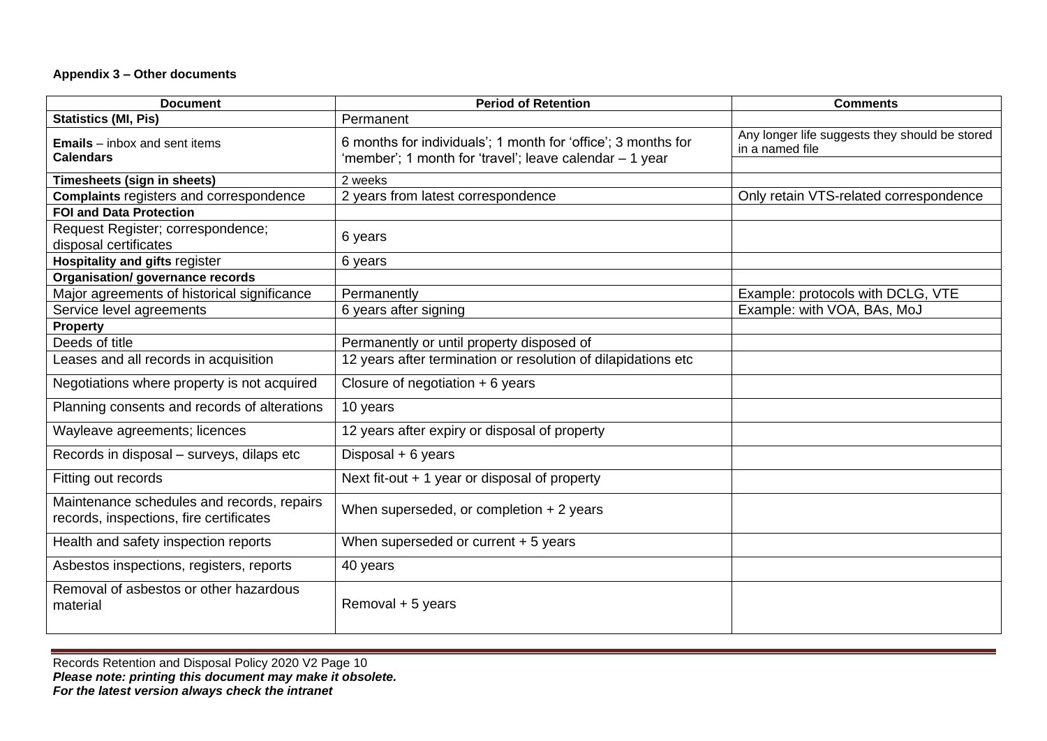**Appendix 3 – Other documents**

| Document | Period of Retention | Comments |
|---|---|---|
| **Statistics (MI, Pis)** | Permanent | |
| **Emails** – inbox and sent items<br>**Calendars** | 6 months for individuals'; 1 month for 'office'; 3 months for 'member'; 1 month for 'travel'; leave calendar – 1 year | Any longer life suggests they should be stored in a named file |
| **Timesheets (sign in sheets)** | 2 weeks | |
| **Complaints** registers and correspondence | 2 years from latest correspondence | Only retain VTS-related correspondence |
| **FOI and Data Protection** | | |
| Request Register; correspondence; disposal certificates | 6 years | |
| **Hospitality and gifts** register | 6 years | |
| **Organisation/ governance records** | | |
| Major agreements of historical significance | Permanently | Example: protocols with DCLG, VTE |
| Service level agreements | 6 years after signing | Example: with VOA, BAs, MoJ |
| **Property** | | |
| Deeds of title | Permanently or until property disposed of | |
| Leases and all records in acquisition | 12 years after termination or resolution of dilapidations etc | |
| Negotiations where property is not acquired | Closure of negotiation + 6 years | |
| Planning consents and records of alterations | 10 years | |
| Wayleave agreements; licences | 12 years after expiry or disposal of property | |
| Records in disposal – surveys, dilaps etc | Disposal + 6 years | |
| Fitting out records | Next fit-out + 1 year or disposal of property | |
| Maintenance schedules and records, repairs records, inspections, fire certificates | When superseded, or completion + 2 years | |
| Health and safety inspection reports | When superseded or current + 5 years | |
| Asbestos inspections, registers, reports | 40 years | |
| Removal of asbestos or other hazardous material | Removal + 5 years | |

Records Retention and Disposal Policy 2020 V2 Page 10
***Please note: printing this document may make it obsolete.***
***For the latest version always check the intranet***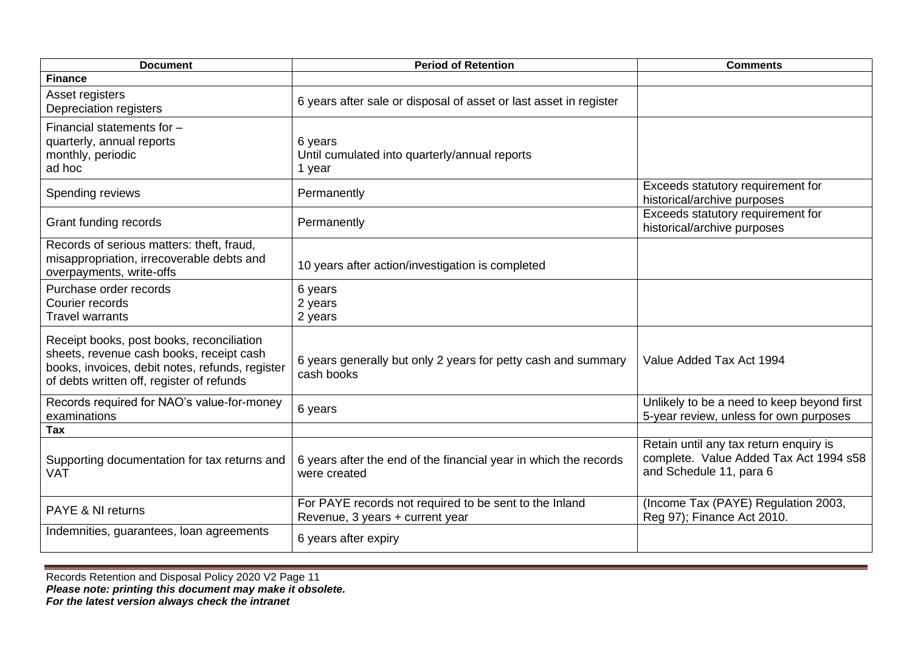| Document | Period of Retention | Comments |
|---|---|---|
| **Finance** | | |
| Asset registers<br>Depreciation registers | 6 years after sale or disposal of asset or last asset in register | |
| Financial statements for –<br>quarterly, annual reports<br>monthly, periodic<br>ad hoc | <br>6 years<br>Until cumulated into quarterly/annual reports<br>1 year | |
| Spending reviews | Permanently | Exceeds statutory requirement for historical/archive purposes |
| Grant funding records | Permanently | Exceeds statutory requirement for historical/archive purposes |
| Records of serious matters: theft, fraud, misappropriation, irrecoverable debts and overpayments, write-offs | 10 years after action/investigation is completed | |
| Purchase order records<br>Courier records<br>Travel warrants | 6 years<br>2 years<br>2 years | |
| Receipt books, post books, reconciliation sheets, revenue cash books, receipt cash books, invoices, debit notes, refunds, register of debts written off, register of refunds | 6 years generally but only 2 years for petty cash and summary cash books | Value Added Tax Act 1994 |
| Records required for NAO's value-for-money examinations | 6 years | Unlikely to be a need to keep beyond first 5-year review, unless for own purposes |
| **Tax** | | |
| Supporting documentation for tax returns and VAT | 6 years after the end of the financial year in which the records were created | Retain until any tax return enquiry is complete. Value Added Tax Act 1994 s58 and Schedule 11, para 6 |
| PAYE & NI returns | For PAYE records not required to be sent to the Inland Revenue, 3 years + current year | (Income Tax (PAYE) Regulation 2003, Reg 97); Finance Act 2010. |
| Indemnities, guarantees, loan agreements | 6 years after expiry | |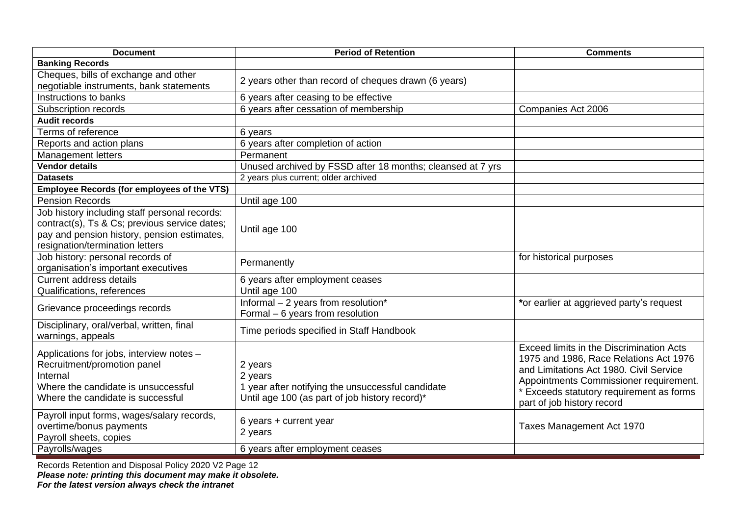| Document | Period of Retention | Comments |
|---|---|---|
| **Banking Records** | | |
| Cheques, bills of exchange and other negotiable instruments, bank statements | 2 years other than record of cheques drawn (6 years) | |
| Instructions to banks | 6 years after ceasing to be effective | |
| Subscription records | 6 years after cessation of membership | Companies Act 2006 |
| **Audit records** | | |
| Terms of reference | 6 years | |
| Reports and action plans | 6 years after completion of action | |
| Management letters | Permanent | |
| **Vendor details** | Unused archived by FSSD after 18 months; cleansed at 7 yrs | |
| **Datasets** | 2 years plus current; older archived | |
| **Employee Records (for employees of the VTS)** | | |
| Pension Records | Until age 100 | |
| Job history including staff personal records: contract(s), Ts & Cs; previous service dates; pay and pension history, pension estimates, resignation/termination letters | Until age 100 | |
| Job history: personal records of organisation's important executives | Permanently | for historical purposes |
| Current address details | 6 years after employment ceases | |
| Qualifications, references | Until age 100 | |
| Grievance proceedings records | Informal – 2 years from resolution*<br>Formal – 6 years from resolution | ***or earlier at aggrieved party's request |
| Disciplinary, oral/verbal, written, final warnings, appeals | Time periods specified in Staff Handbook | |
| Applications for jobs, interview notes – Recruitment/promotion panel<br>Internal<br>Where the candidate is unsuccessful<br>Where the candidate is successful | 2 years<br>2 years<br>1 year after notifying the unsuccessful candidate<br>Until age 100 (as part of job history record)* | Exceed limits in the Discrimination Acts 1975 and 1986, Race Relations Act 1976 and Limitations Act 1980. Civil Service Appointments Commissioner requirement.<br>* Exceeds statutory requirement as forms part of job history record |
| Payroll input forms, wages/salary records, overtime/bonus payments<br>Payroll sheets, copies | 6 years + current year<br>2 years | Taxes Management Act 1970 |
| Payrolls/wages | 6 years after employment ceases | |

Records Retention and Disposal Policy 2020 V2 Page 12

***Please note: printing this document may make it obsolete.***
***For the latest version always check the intranet***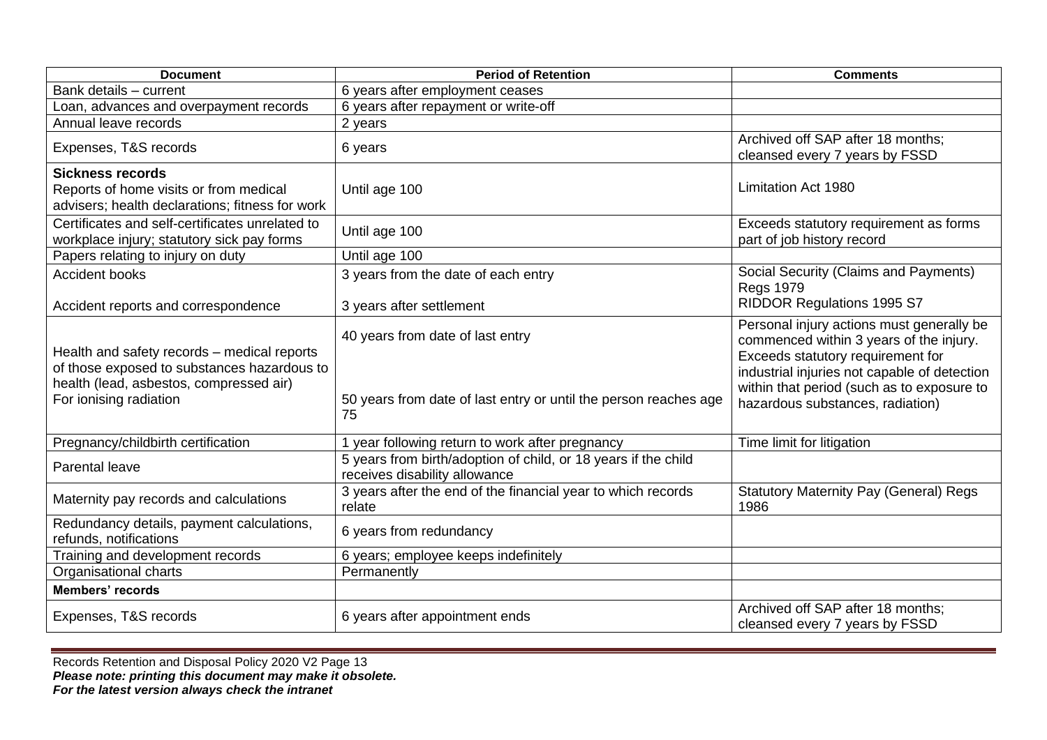| Document | Period of Retention | Comments |
|---|---|---|
| Bank details – current | 6 years after employment ceases | |
| Loan, advances and overpayment records | 6 years after repayment or write-off | |
| Annual leave records | 2 years | |
| Expenses, T&S records | 6 years | Archived off SAP after 18 months; cleansed every 7 years by FSSD |
| **Sickness records**<br>Reports of home visits or from medical advisers; health declarations; fitness for work | Until age 100 | Limitation Act 1980 |
| Certificates and self-certificates unrelated to workplace injury; statutory sick pay forms | Until age 100 | Exceeds statutory requirement as forms part of job history record |
| Papers relating to injury on duty | Until age 100 | |
| Accident books<br><br>Accident reports and correspondence | 3 years from the date of each entry<br><br>3 years after settlement | Social Security (Claims and Payments) Regs 1979<br>RIDDOR Regulations 1995 S7 |
| Health and safety records – medical reports of those exposed to substances hazardous to health (lead, asbestos, compressed air)<br>For ionising radiation | 40 years from date of last entry<br><br>50 years from date of last entry or until the person reaches age 75 | Personal injury actions must generally be commenced within 3 years of the injury. Exceeds statutory requirement for industrial injuries not capable of detection within that period (such as to exposure to hazardous substances, radiation) |
| Pregnancy/childbirth certification | 1 year following return to work after pregnancy | Time limit for litigation |
| Parental leave | 5 years from birth/adoption of child, or 18 years if the child receives disability allowance | |
| Maternity pay records and calculations | 3 years after the end of the financial year to which records relate | Statutory Maternity Pay (General) Regs 1986 |
| Redundancy details, payment calculations, refunds, notifications | 6 years from redundancy | |
| Training and development records | 6 years; employee keeps indefinitely | |
| Organisational charts | Permanently | |
| **Members' records** | | |
| Expenses, T&S records | 6 years after appointment ends | Archived off SAP after 18 months; cleansed every 7 years by FSSD |

Records Retention and Disposal Policy 2020 V2 Page 13
***Please note: printing this document may make it obsolete.***
***For the latest version always check the intranet***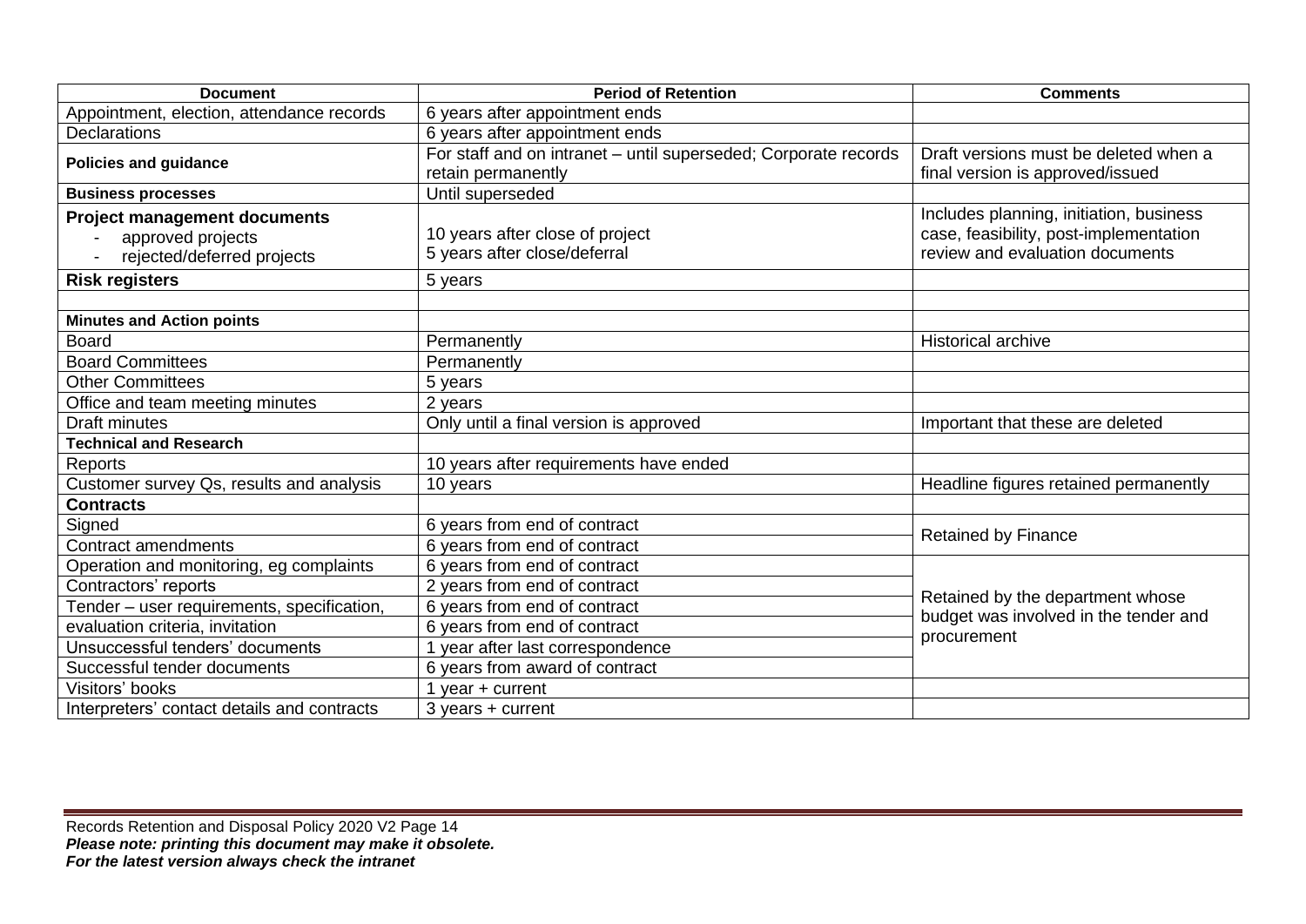| Document | Period of Retention | Comments |
|---|---|---|
| Appointment, election, attendance records | 6 years after appointment ends | |
| Declarations | 6 years after appointment ends | |
| **Policies and guidance** | For staff and on intranet – until superseded; Corporate records retain permanently | Draft versions must be deleted when a final version is approved/issued |
| **Business processes** | Until superseded | |
| **Project management documents**<br>- approved projects<br>- rejected/deferred projects | <br>10 years after close of project<br>5 years after close/deferral | Includes planning, initiation, business case, feasibility, post-implementation review and evaluation documents |
| **Risk registers** | 5 years | |
| | | |
| **Minutes and Action points** | | |
| Board | Permanently | Historical archive |
| Board Committees | Permanently | |
| Other Committees | 5 years | |
| Office and team meeting minutes | 2 years | |
| Draft minutes | Only until a final version is approved | Important that these are deleted |
| **Technical and Research** | | |
| Reports | 10 years after requirements have ended | |
| Customer survey Qs, results and analysis | 10 years | Headline figures retained permanently |
| **Contracts** | | |
| Signed | 6 years from end of contract | Retained by Finance |
| Contract amendments | 6 years from end of contract | |
| Operation and monitoring, eg complaints | 6 years from end of contract | Retained by the department whose budget was involved in the tender and procurement |
| Contractors' reports | 2 years from end of contract | |
| Tender – user requirements, specification, | 6 years from end of contract | |
| evaluation criteria, invitation | 6 years from end of contract | |
| Unsuccessful tenders' documents | 1 year after last correspondence | |
| Successful tender documents | 6 years from award of contract | |
| Visitors' books | 1 year + current | |
| Interpreters' contact details and contracts | 3 years + current | |

Records Retention and Disposal Policy 2020 V2 Page 14
***Please note: printing this document may make it obsolete.***
***For the latest version always check the intranet***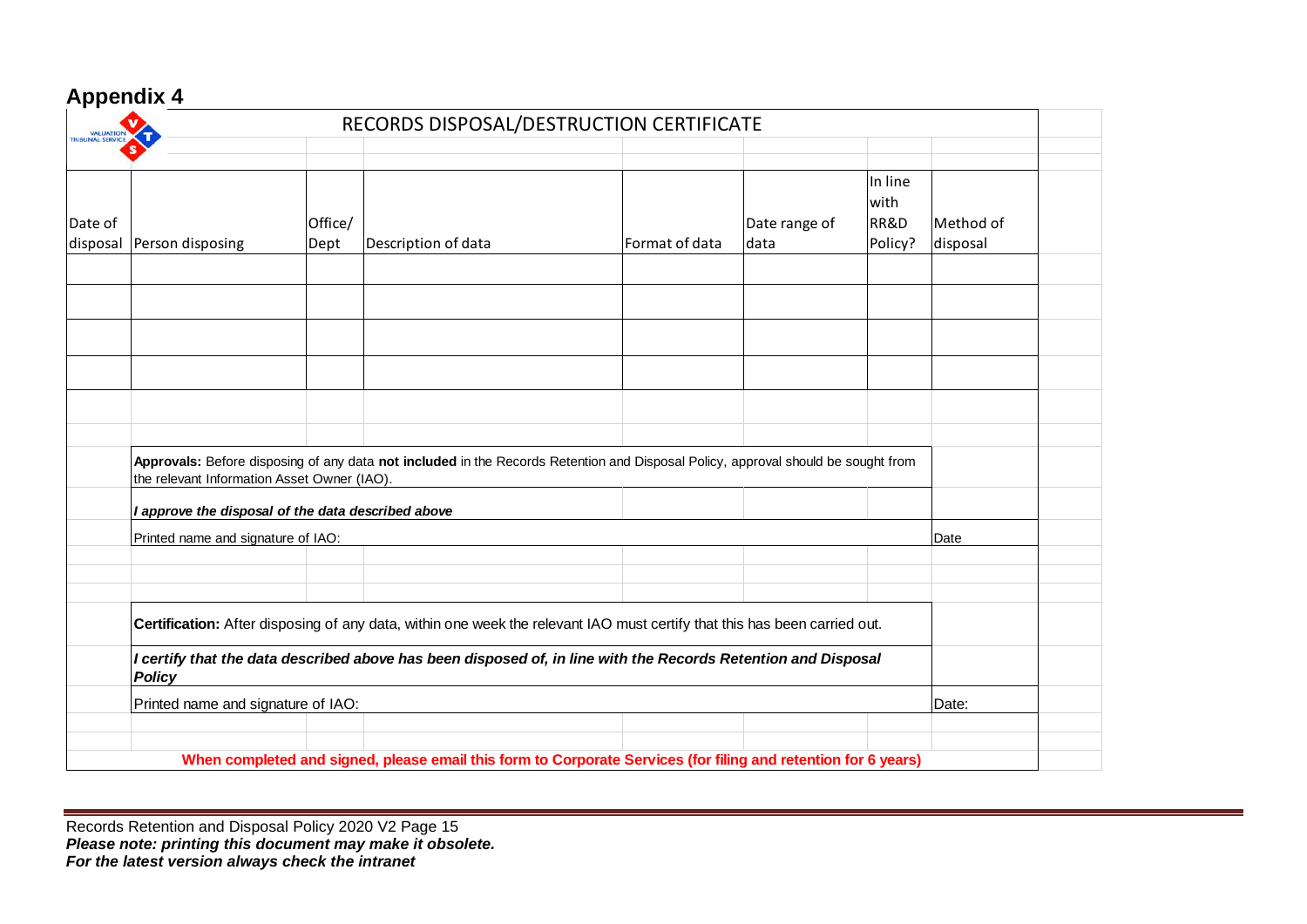## Appendix 4

### RECORDS DISPOSAL/DESTRUCTION CERTIFICATE

| Date of disposal | Person disposing | Office/ Dept | Description of data | Format of data | Date range of data | In line with RR&D Policy? | Method of disposal |
|---|---|---|---|---|---|---|---|
| | | | | | | | |
| | | | | | | | |
| | | | | | | | |
| | | | | | | | |

**Approvals:** Before disposing of any data **not included** in the Records Retention and Disposal Policy, approval should be sought from the relevant Information Asset Owner (IAO).

***I approve the disposal of the data described above***

Printed name and signature of IAO: Date

**Certification:** After disposing of any data, within one week the relevant IAO must certify that this has been carried out.

***I certify that the data described above has been disposed of, in line with the Records Retention and Disposal Policy***

Printed name and signature of IAO: Date:

**When completed and signed, please email this form to Corporate Services (for filing and retention for 6 years)**

Records Retention and Disposal Policy 2020 V2 Page 15
***Please note: printing this document may make it obsolete.***
***For the latest version always check the intranet***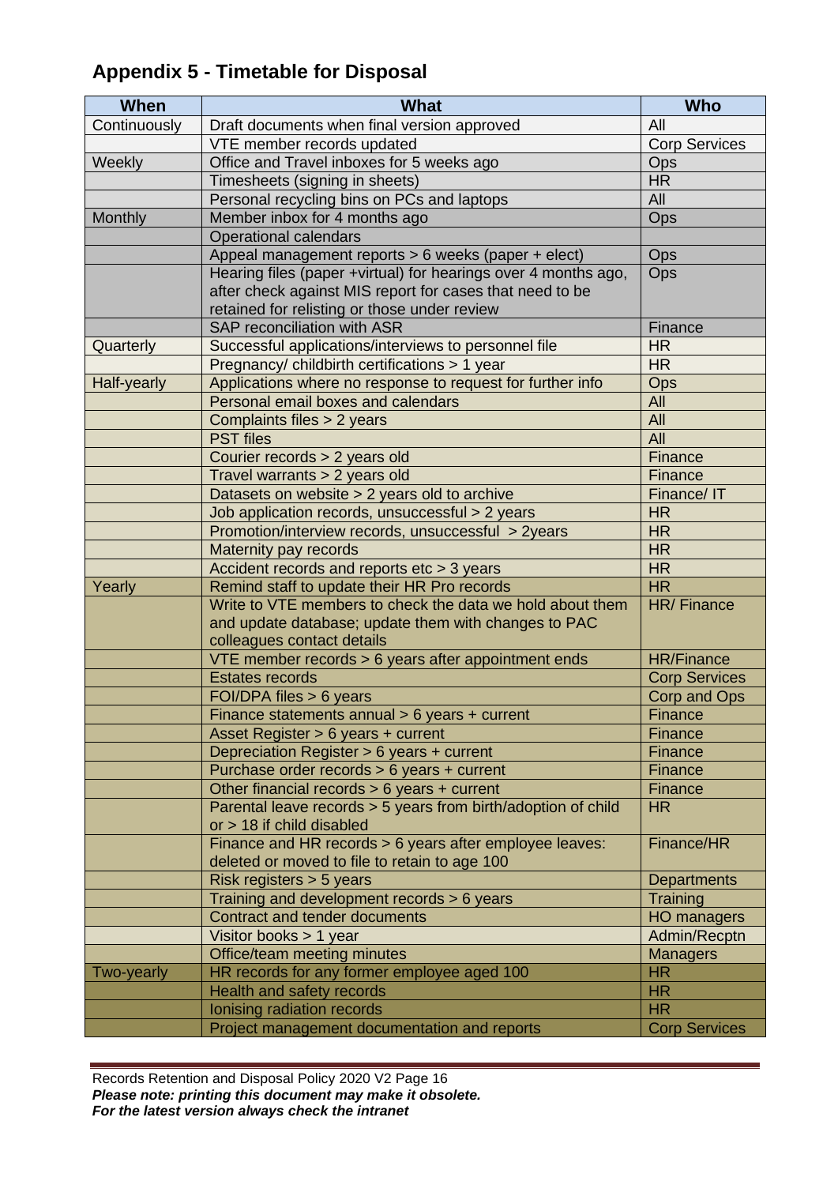## Appendix 5 - Timetable for Disposal

| When | What | Who |
|---|---|---|
| Continuously | Draft documents when final version approved | All |
| | VTE member records updated | Corp Services |
| Weekly | Office and Travel inboxes for 5 weeks ago | Ops |
| | Timesheets (signing in sheets) | HR |
| | Personal recycling bins on PCs and laptops | All |
| Monthly | Member inbox for 4 months ago | Ops |
| | Operational calendars | |
| | Appeal management reports > 6 weeks (paper + elect) | Ops |
| | Hearing files (paper +virtual) for hearings over 4 months ago, after check against MIS report for cases that need to be retained for relisting or those under review | Ops |
| | SAP reconciliation with ASR | Finance |
| Quarterly | Successful applications/interviews to personnel file | HR |
| | Pregnancy/ childbirth certifications > 1 year | HR |
| Half-yearly | Applications where no response to request for further info | Ops |
| | Personal email boxes and calendars | All |
| | Complaints files > 2 years | All |
| | PST files | All |
| | Courier records > 2 years old | Finance |
| | Travel warrants > 2 years old | Finance |
| | Datasets on website > 2 years old to archive | Finance/ IT |
| | Job application records, unsuccessful > 2 years | HR |
| | Promotion/interview records, unsuccessful > 2years | HR |
| | Maternity pay records | HR |
| | Accident records and reports etc > 3 years | HR |
| Yearly | Remind staff to update their HR Pro records | HR |
| | Write to VTE members to check the data we hold about them and update database; update them with changes to PAC colleagues contact details | HR/ Finance |
| | VTE member records > 6 years after appointment ends | HR/Finance |
| | Estates records | Corp Services |
| | FOI/DPA files > 6 years | Corp and Ops |
| | Finance statements annual > 6 years + current | Finance |
| | Asset Register > 6 years + current | Finance |
| | Depreciation Register > 6 years + current | Finance |
| | Purchase order records > 6 years + current | Finance |
| | Other financial records > 6 years + current | Finance |
| | Parental leave records > 5 years from birth/adoption of child or > 18 if child disabled | HR |
| | Finance and HR records > 6 years after employee leaves: deleted or moved to file to retain to age 100 | Finance/HR |
| | Risk registers > 5 years | Departments |
| | Training and development records > 6 years | Training |
| | Contract and tender documents | HO managers |
| | Visitor books > 1 year | Admin/Recptn |
| | Office/team meeting minutes | Managers |
| Two-yearly | HR records for any former employee aged 100 | HR |
| | Health and safety records | HR |
| | Ionising radiation records | HR |
| | Project management documentation and reports | Corp Services |

Records Retention and Disposal Policy 2020 V2 Page 16
***Please note: printing this document may make it obsolete.***
***For the latest version always check the intranet***